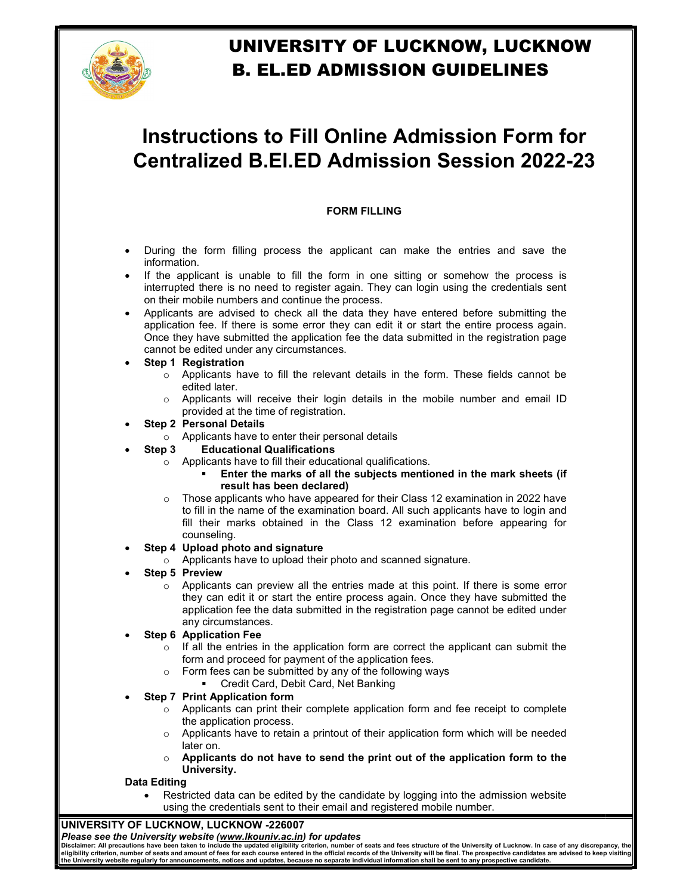# UNIVERSITY OF LUCKNOW, LUCKNOW
# B. EL.ED ADMISSION GUIDELINES

## Instructions to Fill Online Admission Form for Centralized B.El.ED Admission Session 2022-23

**FORM FILLING**

- During the form filling process the applicant can make the entries and save the information.
- If the applicant is unable to fill the form in one sitting or somehow the process is interrupted there is no need to register again. They can login using the credentials sent on their mobile numbers and continue the process.
- Applicants are advised to check all the data they have entered before submitting the application fee. If there is some error they can edit it or start the entire process again. Once they have submitted the application fee the data submitted in the registration page cannot be edited under any circumstances.
- **Step 1 Registration**
  - Applicants have to fill the relevant details in the form. These fields cannot be edited later.
  - Applicants will receive their login details in the mobile number and email ID provided at the time of registration.
- **Step 2 Personal Details**
  - Applicants have to enter their personal details
- **Step 3 Educational Qualifications**
  - Applicants have to fill their educational qualifications.
    - **Enter the marks of all the subjects mentioned in the mark sheets (if result has been declared)**
  - Those applicants who have appeared for their Class 12 examination in 2022 have to fill in the name of the examination board. All such applicants have to login and fill their marks obtained in the Class 12 examination before appearing for counseling.
- **Step 4 Upload photo and signature**
  - Applicants have to upload their photo and scanned signature.
- **Step 5 Preview**
  - Applicants can preview all the entries made at this point. If there is some error they can edit it or start the entire process again. Once they have submitted the application fee the data submitted in the registration page cannot be edited under any circumstances.
- **Step 6 Application Fee**
  - If all the entries in the application form are correct the applicant can submit the form and proceed for payment of the application fees.
  - Form fees can be submitted by any of the following ways
    - Credit Card, Debit Card, Net Banking
- **Step 7 Print Application form**
  - Applicants can print their complete application form and fee receipt to complete the application process.
  - Applicants have to retain a printout of their application form which will be needed later on.
  - **Applicants do not have to send the print out of the application form to the University.**

**Data Editing**

- Restricted data can be edited by the candidate by logging into the admission website using the credentials sent to their email and registered mobile number.

**UNIVERSITY OF LUCKNOW, LUCKNOW -226007**

***Please see the University website (www.lkouniv.ac.in) for updates***

**Disclaimer: All precautions have been taken to include the updated eligibility criterion, number of seats and fees structure of the University of Lucknow. In case of any discrepancy, the eligibility criterion, number of seats and amount of fees for each course entered in the official records of the University will be final. The prospective candidates are advised to keep visiting the University website regularly for announcements, notices and updates, because no separate individual information shall be sent to any prospective candidate.**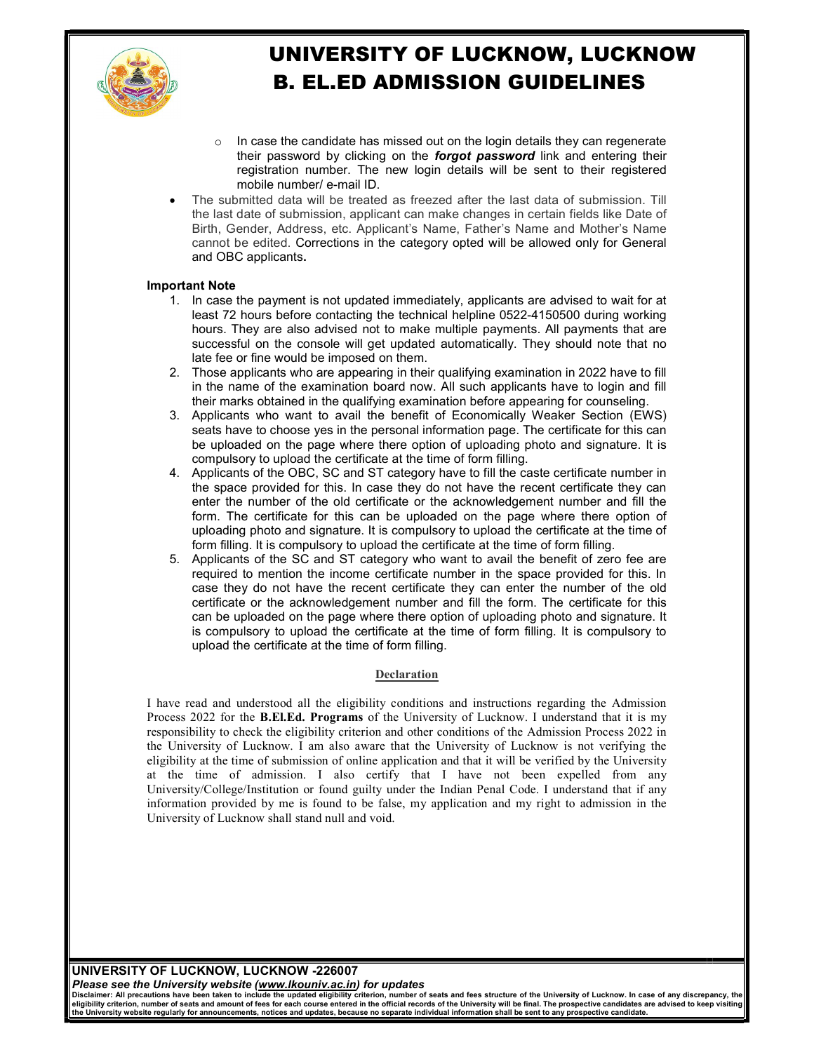# UNIVERSITY OF LUCKNOW, LUCKNOW
# B. EL.ED ADMISSION GUIDELINES

- In case the candidate has missed out on the login details they can regenerate their password by clicking on the ***forgot password*** link and entering their registration number. The new login details will be sent to their registered mobile number/ e-mail ID.

- The submitted data will be treated as freezed after the last data of submission. Till the last date of submission, applicant can make changes in certain fields like Date of Birth, Gender, Address, etc. Applicant's Name, Father's Name and Mother's Name cannot be edited. Corrections in the category opted will be allowed only for General and OBC applicants**.**

**Important Note**

1. In case the payment is not updated immediately, applicants are advised to wait for at least 72 hours before contacting the technical helpline 0522-4150500 during working hours. They are also advised not to make multiple payments. All payments that are successful on the console will get updated automatically. They should note that no late fee or fine would be imposed on them.
2. Those applicants who are appearing in their qualifying examination in 2022 have to fill in the name of the examination board now. All such applicants have to login and fill their marks obtained in the qualifying examination before appearing for counseling.
3. Applicants who want to avail the benefit of Economically Weaker Section (EWS) seats have to choose yes in the personal information page. The certificate for this can be uploaded on the page where there option of uploading photo and signature. It is compulsory to upload the certificate at the time of form filling.
4. Applicants of the OBC, SC and ST category have to fill the caste certificate number in the space provided for this. In case they do not have the recent certificate they can enter the number of the old certificate or the acknowledgement number and fill the form. The certificate for this can be uploaded on the page where there option of uploading photo and signature. It is compulsory to upload the certificate at the time of form filling. It is compulsory to upload the certificate at the time of form filling.
5. Applicants of the SC and ST category who want to avail the benefit of zero fee are required to mention the income certificate number in the space provided for this. In case they do not have the recent certificate they can enter the number of the old certificate or the acknowledgement number and fill the form. The certificate for this can be uploaded on the page where there option of uploading photo and signature. It is compulsory to upload the certificate at the time of form filling. It is compulsory to upload the certificate at the time of form filling.

**Declaration**

I have read and understood all the eligibility conditions and instructions regarding the Admission Process 2022 for the **B.El.Ed. Programs** of the University of Lucknow. I understand that it is my responsibility to check the eligibility criterion and other conditions of the Admission Process 2022 in the University of Lucknow. I am also aware that the University of Lucknow is not verifying the eligibility at the time of submission of online application and that it will be verified by the University at the time of admission. I also certify that I have not been expelled from any University/College/Institution or found guilty under the Indian Penal Code. I understand that if any information provided by me is found to be false, my application and my right to admission in the University of Lucknow shall stand null and void.